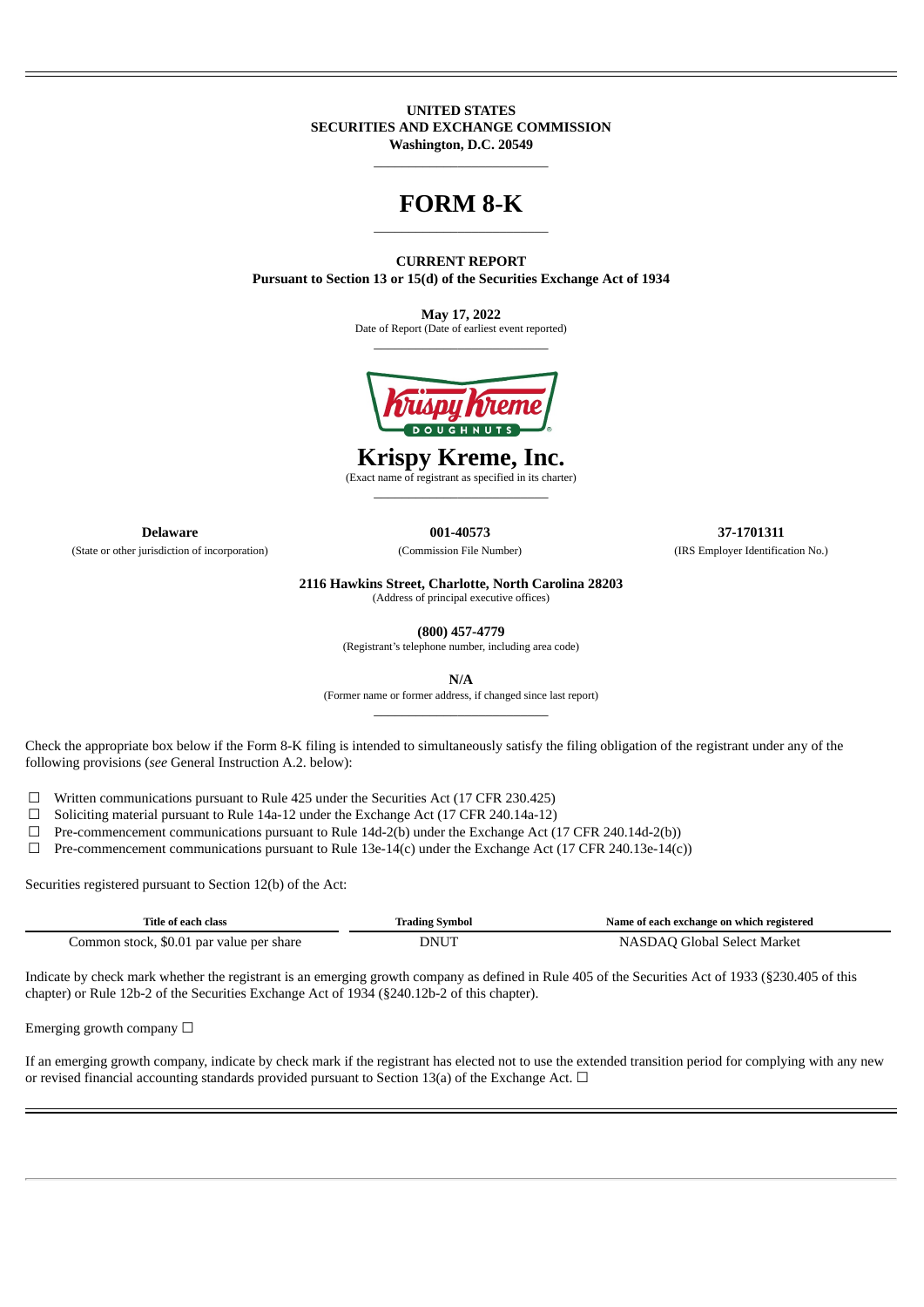**UNITED STATES**
**SECURITIES AND EXCHANGE COMMISSION**
**Washington, D.C. 20549**

# FORM 8-K

**CURRENT REPORT**
**Pursuant to Section 13 or 15(d) of the Securities Exchange Act of 1934**

**May 17, 2022**
Date of Report (Date of earliest event reported)

# Krispy Kreme, Inc.

(Exact name of registrant as specified in its charter)

| **Delaware** | **001-40573** | **37-1701311** |
|---|---|---|
| (State or other jurisdiction of incorporation) | (Commission File Number) | (IRS Employer Identification No.) |

**2116 Hawkins Street, Charlotte, North Carolina 28203**
(Address of principal executive offices)

**(800) 457-4779**
(Registrant's telephone number, including area code)

**N/A**
(Former name or former address, if changed since last report)

Check the appropriate box below if the Form 8-K filing is intended to simultaneously satisfy the filing obligation of the registrant under any of the following provisions (*see* General Instruction A.2. below):

☐ Written communications pursuant to Rule 425 under the Securities Act (17 CFR 230.425)
☐ Soliciting material pursuant to Rule 14a-12 under the Exchange Act (17 CFR 240.14a-12)
☐ Pre-commencement communications pursuant to Rule 14d-2(b) under the Exchange Act (17 CFR 240.14d-2(b))
☐ Pre-commencement communications pursuant to Rule 13e-14(c) under the Exchange Act (17 CFR 240.13e-14(c))

Securities registered pursuant to Section 12(b) of the Act:

| Title of each class | Trading Symbol | Name of each exchange on which registered |
|---|---|---|
| Common stock, $0.01 par value per share | DNUT | NASDAQ Global Select Market |

Indicate by check mark whether the registrant is an emerging growth company as defined in Rule 405 of the Securities Act of 1933 (§230.405 of this chapter) or Rule 12b-2 of the Securities Exchange Act of 1934 (§240.12b-2 of this chapter).

Emerging growth company ☐

If an emerging growth company, indicate by check mark if the registrant has elected not to use the extended transition period for complying with any new or revised financial accounting standards provided pursuant to Section 13(a) of the Exchange Act. ☐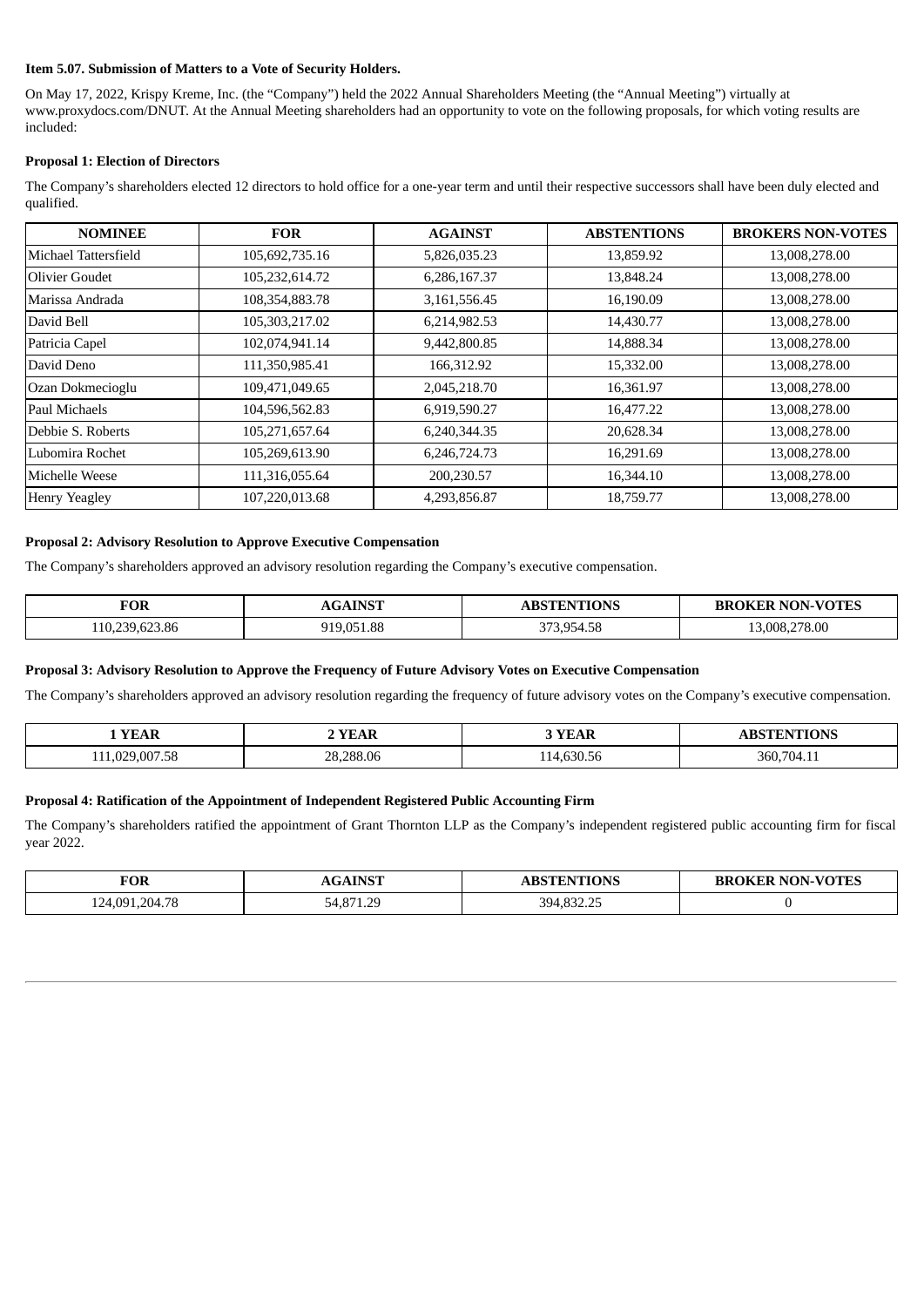**Item 5.07. Submission of Matters to a Vote of Security Holders.**

On May 17, 2022, Krispy Kreme, Inc. (the "Company") held the 2022 Annual Shareholders Meeting (the "Annual Meeting") virtually at www.proxydocs.com/DNUT. At the Annual Meeting shareholders had an opportunity to vote on the following proposals, for which voting results are included:

**Proposal 1: Election of Directors**

The Company's shareholders elected 12 directors to hold office for a one-year term and until their respective successors shall have been duly elected and qualified.

| NOMINEE | FOR | AGAINST | ABSTENTIONS | BROKERS NON-VOTES |
|---|---|---|---|---|
| Michael Tattersfield | 105,692,735.16 | 5,826,035.23 | 13,859.92 | 13,008,278.00 |
| Olivier Goudet | 105,232,614.72 | 6,286,167.37 | 13,848.24 | 13,008,278.00 |
| Marissa Andrada | 108,354,883.78 | 3,161,556.45 | 16,190.09 | 13,008,278.00 |
| David Bell | 105,303,217.02 | 6,214,982.53 | 14,430.77 | 13,008,278.00 |
| Patricia Capel | 102,074,941.14 | 9,442,800.85 | 14,888.34 | 13,008,278.00 |
| David Deno | 111,350,985.41 | 166,312.92 | 15,332.00 | 13,008,278.00 |
| Ozan Dokmecioglu | 109,471,049.65 | 2,045,218.70 | 16,361.97 | 13,008,278.00 |
| Paul Michaels | 104,596,562.83 | 6,919,590.27 | 16,477.22 | 13,008,278.00 |
| Debbie S. Roberts | 105,271,657.64 | 6,240,344.35 | 20,628.34 | 13,008,278.00 |
| Lubomira Rochet | 105,269,613.90 | 6,246,724.73 | 16,291.69 | 13,008,278.00 |
| Michelle Weese | 111,316,055.64 | 200,230.57 | 16,344.10 | 13,008,278.00 |
| Henry Yeagley | 107,220,013.68 | 4,293,856.87 | 18,759.77 | 13,008,278.00 |

**Proposal 2: Advisory Resolution to Approve Executive Compensation**

The Company's shareholders approved an advisory resolution regarding the Company's executive compensation.

| FOR | AGAINST | ABSTENTIONS | BROKER NON-VOTES |
|---|---|---|---|
| 110,239,623.86 | 919,051.88 | 373,954.58 | 13,008,278.00 |

**Proposal 3: Advisory Resolution to Approve the Frequency of Future Advisory Votes on Executive Compensation**

The Company's shareholders approved an advisory resolution regarding the frequency of future advisory votes on the Company's executive compensation.

| 1 YEAR | 2 YEAR | 3 YEAR | ABSTENTIONS |
|---|---|---|---|
| 111,029,007.58 | 28,288.06 | 114,630.56 | 360,704.11 |

**Proposal 4: Ratification of the Appointment of Independent Registered Public Accounting Firm**

The Company's shareholders ratified the appointment of Grant Thornton LLP as the Company's independent registered public accounting firm for fiscal year 2022.

| FOR | AGAINST | ABSTENTIONS | BROKER NON-VOTES |
|---|---|---|---|
| 124,091,204.78 | 54,871.29 | 394,832.25 | 0 |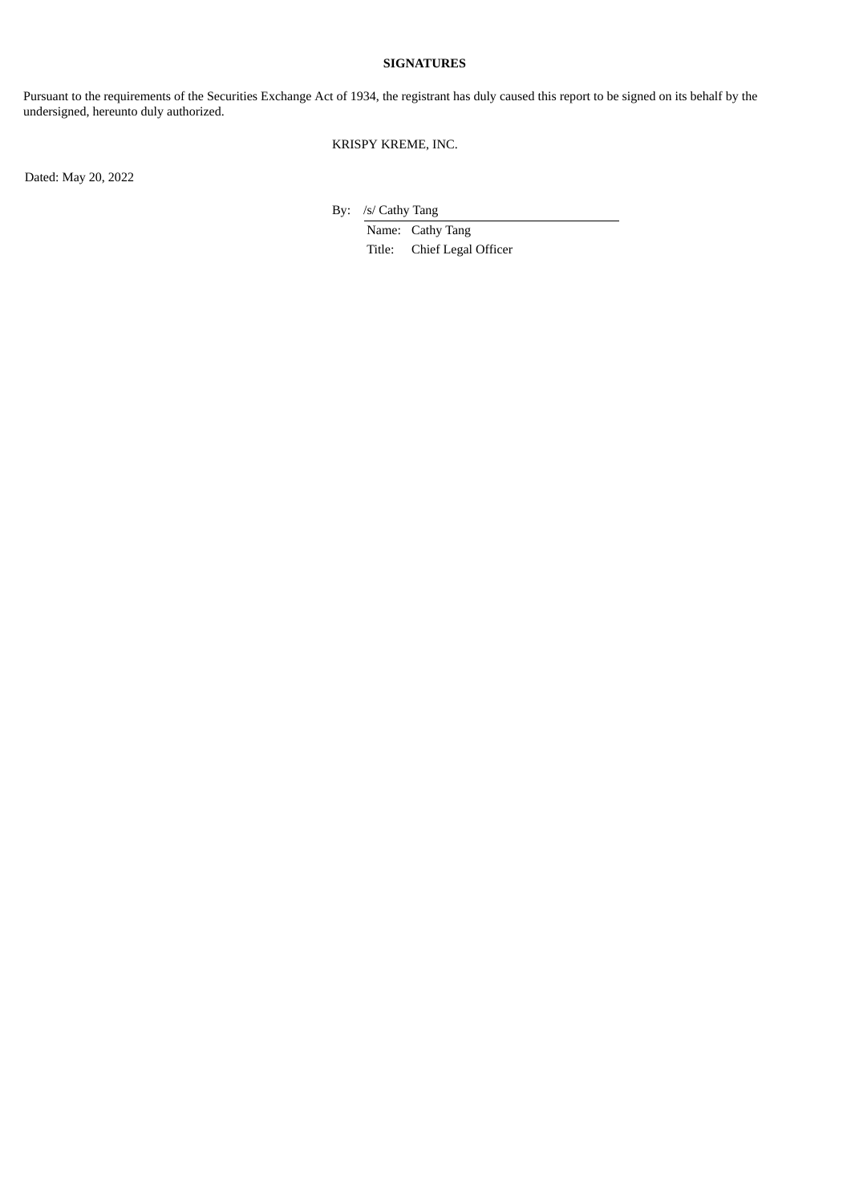**SIGNATURES**

Pursuant to the requirements of the Securities Exchange Act of 1934, the registrant has duly caused this report to be signed on its behalf by the undersigned, hereunto duly authorized.

KRISPY KREME, INC.

Dated: May 20, 2022

By: /s/ Cathy Tang

Name: Cathy Tang

Title: Chief Legal Officer